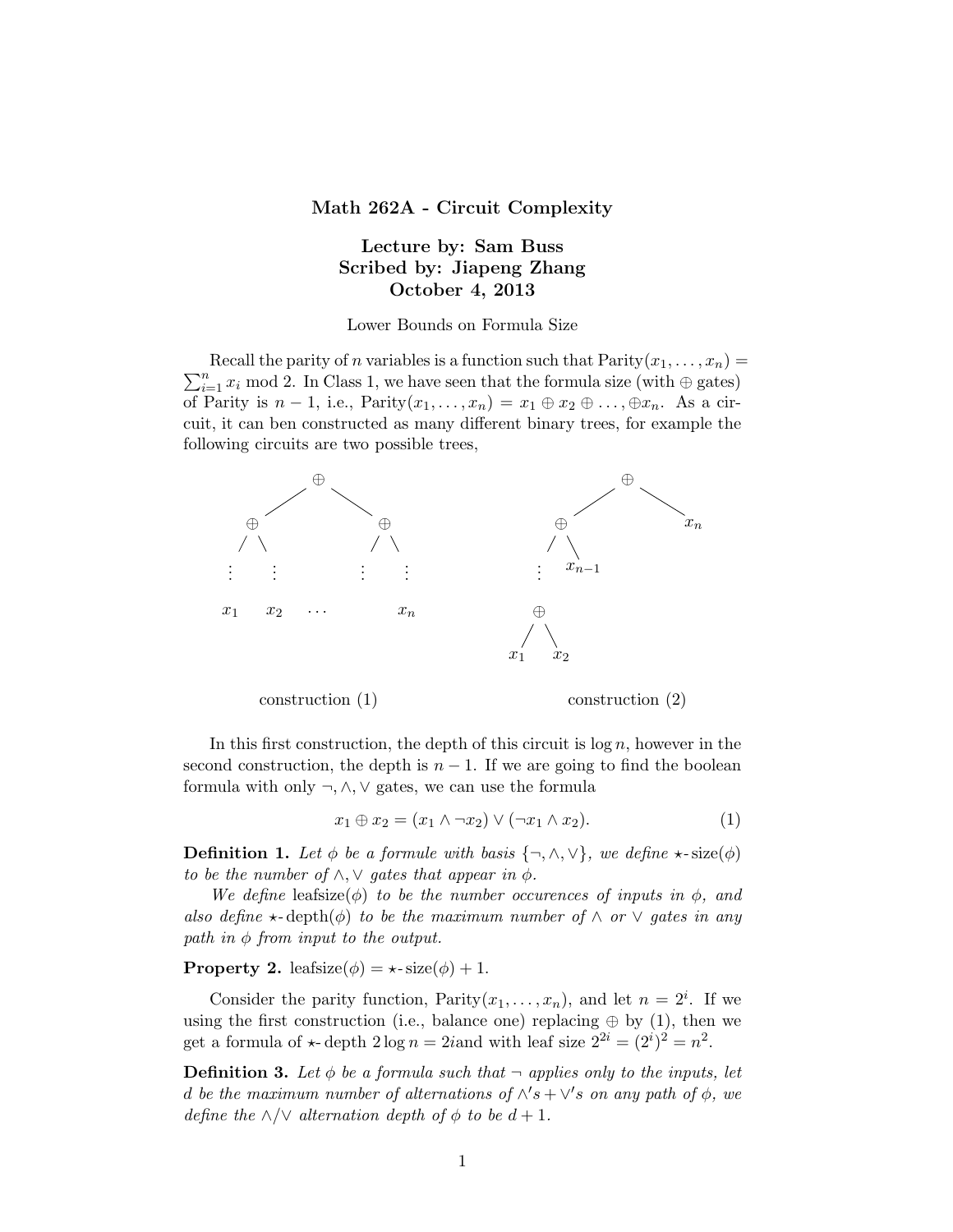# Math 262A - Circuit Complexity

**Lecture by: Sam Buss**
**Scribed by: Jiapeng Zhang**
**October 4, 2013**

Lower Bounds on Formula Size

Recall the parity of $n$ variables is a function such that $\text{Parity}(x_1, \ldots, x_n) = \sum_{i=1}^{n} x_i \bmod 2$. In Class 1, we have seen that the formula size (with $\oplus$ gates) of Parity is $n-1$, i.e., $\text{Parity}(x_1, \ldots, x_n) = x_1 \oplus x_2 \oplus \ldots, \oplus x_n$. As a circuit, it can ben constructed as many different binary trees, for example the following circuits are two possible trees,

```
              ⊕                                  ⊕
            /   \                              /   \
          ⊕       ⊕                          ⊕       x_n
         / \     / \                        / \
        ⋮   ⋮   ⋮   ⋮                      ⋮   x_{n-1}
                                           ⊕
       x_1 x_2 ...  x_n                   / \
                                        x_1  x_2

      construction (1)                construction (2)
```

In this first construction, the depth of this circuit is $\log n$, however in the second construction, the depth is $n-1$. If we are going to find the boolean formula with only $\neg, \wedge, \vee$ gates, we can use the formula

$$x_1 \oplus x_2 = (x_1 \wedge \neg x_2) \vee (\neg x_1 \wedge x_2). \tag{1}$$

**Definition 1.** *Let $\phi$ be a formule with basis $\{\neg, \wedge, \vee\}$, we define $\star$-size$(\phi)$ to be the number of $\wedge, \vee$ gates that appear in $\phi$.*

*We define* leafsize$(\phi)$ *to be the number occurences of inputs in $\phi$, and also define $\star$-depth$(\phi)$ to be the maximum number of $\wedge$ or $\vee$ gates in any path in $\phi$ from input to the output.*

**Property 2.** leafsize$(\phi) = \star$-size$(\phi) + 1$.

Consider the parity function, $\text{Parity}(x_1, \ldots, x_n)$, and let $n = 2^i$. If we using the first construction (i.e., balance one) replacing $\oplus$ by (1), then we get a formula of $\star$-depth $2 \log n = 2i$and with leaf size $2^{2i} = (2^i)^2 = n^2$.

**Definition 3.** *Let $\phi$ be a formula such that $\neg$ applies only to the inputs, let $d$ be the maximum number of alternations of $\wedge' s + \vee' s$ on any path of $\phi$, we define the $\wedge/\vee$ alternation depth of $\phi$ to be $d+1$.*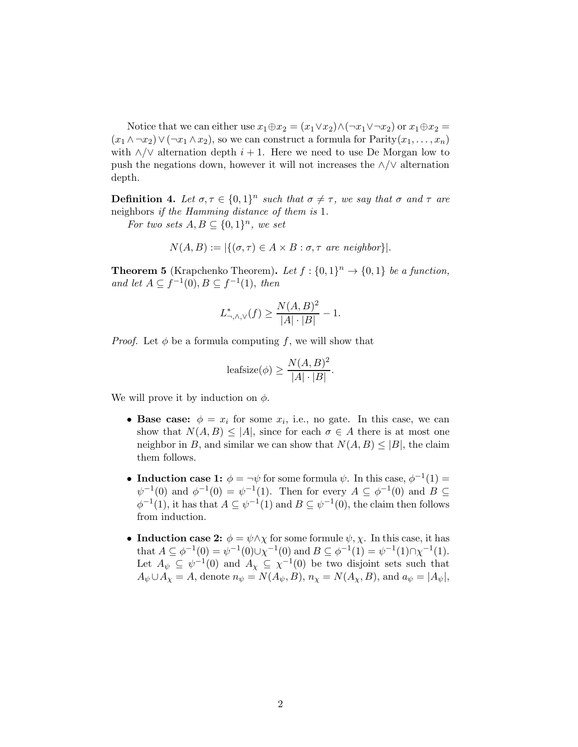Notice that we can either use $x_1 \oplus x_2 = (x_1 \vee x_2) \wedge (\neg x_1 \vee \neg x_2)$ or $x_1 \oplus x_2 = (x_1 \wedge \neg x_2) \vee (\neg x_1 \wedge x_2)$, so we can construct a formula for $\text{Parity}(x_1, \ldots, x_n)$ with $\wedge/\vee$ alternation depth $i + 1$. Here we need to use De Morgan low to push the negations down, however it will not increases the $\wedge/\vee$ alternation depth.

**Definition 4.** *Let $\sigma, \tau \in \{0,1\}^n$ such that $\sigma \neq \tau$, we say that $\sigma$ and $\tau$ are* neighbors *if the Hamming distance of them is 1.*

*For two sets $A, B \subseteq \{0,1\}^n$, we set*

$$N(A, B) := |\{(\sigma, \tau) \in A \times B : \sigma, \tau \text{ are neighbor}\}|.$$

**Theorem 5** (Krapchenko Theorem)**.** *Let $f : \{0,1\}^n \to \{0,1\}$ be a function, and let $A \subseteq f^{-1}(0), B \subseteq f^{-1}(1)$, then*

$$L^*_{\neg,\wedge,\vee}(f) \geq \frac{N(A, B)^2}{|A| \cdot |B|} - 1.$$

*Proof.* Let $\phi$ be a formula computing $f$, we will show that

$$\text{leafsize}(\phi) \geq \frac{N(A, B)^2}{|A| \cdot |B|}.$$

We will prove it by induction on $\phi$.

- **Base case:** $\phi = x_i$ for some $x_i$, i.e., no gate. In this case, we can show that $N(A, B) \leq |A|$, since for each $\sigma \in A$ there is at most one neighbor in $B$, and similar we can show that $N(A, B) \leq |B|$, the claim them follows.

- **Induction case 1:** $\phi = \neg\psi$ for some formula $\psi$. In this case, $\phi^{-1}(1) = \psi^{-1}(0)$ and $\phi^{-1}(0) = \psi^{-1}(1)$. Then for every $A \subseteq \phi^{-1}(0)$ and $B \subseteq \phi^{-1}(1)$, it has that $A \subseteq \psi^{-1}(1)$ and $B \subseteq \psi^{-1}(0)$, the claim then follows from induction.

- **Induction case 2:** $\phi = \psi \wedge \chi$ for some formule $\psi, \chi$. In this case, it has that $A \subseteq \phi^{-1}(0) = \psi^{-1}(0) \cup \chi^{-1}(0)$ and $B \subseteq \phi^{-1}(1) = \psi^{-1}(1) \cap \chi^{-1}(1)$. Let $A_\psi \subseteq \psi^{-1}(0)$ and $A_\chi \subseteq \chi^{-1}(0)$ be two disjoint sets such that $A_\psi \cup A_\chi = A$, denote $n_\psi = N(A_\psi, B)$, $n_\chi = N(A_\chi, B)$, and $a_\psi = |A_\psi|$,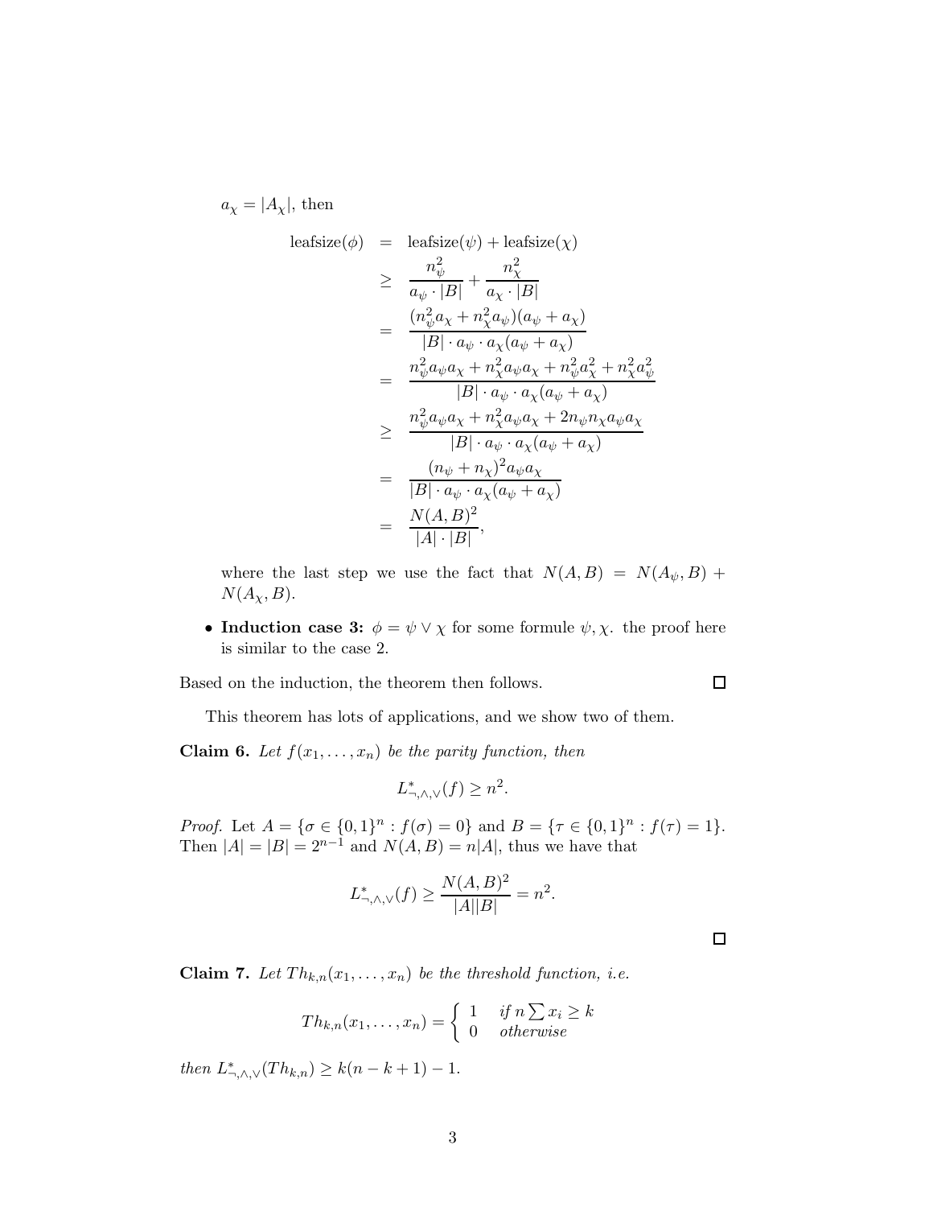$a_\chi = |A_\chi|$, then

$$
\begin{aligned}
\text{leafsize}(\phi) &= \text{leafsize}(\psi) + \text{leafsize}(\chi) \\
&\geq \frac{n_\psi^2}{a_\psi \cdot |B|} + \frac{n_\chi^2}{a_\chi \cdot |B|} \\
&= \frac{(n_\psi^2 a_\chi + n_\chi^2 a_\psi)(a_\psi + a_\chi)}{|B| \cdot a_\psi \cdot a_\chi (a_\psi + a_\chi)} \\
&= \frac{n_\psi^2 a_\psi a_\chi + n_\chi^2 a_\psi a_\chi + n_\psi^2 a_\chi^2 + n_\chi^2 a_\psi^2}{|B| \cdot a_\psi \cdot a_\chi (a_\psi + a_\chi)} \\
&\geq \frac{n_\psi^2 a_\psi a_\chi + n_\chi^2 a_\psi a_\chi + 2 n_\psi n_\chi a_\psi a_\chi}{|B| \cdot a_\psi \cdot a_\chi (a_\psi + a_\chi)} \\
&= \frac{(n_\psi + n_\chi)^2 a_\psi a_\chi}{|B| \cdot a_\psi \cdot a_\chi (a_\psi + a_\chi)} \\
&= \frac{N(A,B)^2}{|A| \cdot |B|},
\end{aligned}
$$

where the last step we use the fact that $N(A,B) = N(A_\psi, B) + N(A_\chi, B)$.

- **Induction case 3:** $\phi = \psi \vee \chi$ for some formule $\psi, \chi$. the proof here is similar to the case 2.

Based on the induction, the theorem then follows. □

This theorem has lots of applications, and we show two of them.

**Claim 6.** *Let $f(x_1, \ldots, x_n)$ be the parity function, then*

$$L^*_{\neg,\wedge,\vee}(f) \geq n^2.$$

*Proof.* Let $A = \{\sigma \in \{0,1\}^n : f(\sigma) = 0\}$ and $B = \{\tau \in \{0,1\}^n : f(\tau) = 1\}$. Then $|A| = |B| = 2^{n-1}$ and $N(A,B) = n|A|$, thus we have that

$$L^*_{\neg,\wedge,\vee}(f) \geq \frac{N(A,B)^2}{|A||B|} = n^2.$$

□

**Claim 7.** *Let $Th_{k,n}(x_1, \ldots, x_n)$ be the threshold function, i.e.*

$$Th_{k,n}(x_1, \ldots, x_n) = \begin{cases} 1 & \text{if } n \sum x_i \geq k \\ 0 & \text{otherwise} \end{cases}$$

*then $L^*_{\neg,\wedge,\vee}(Th_{k,n}) \geq k(n-k+1) - 1$.*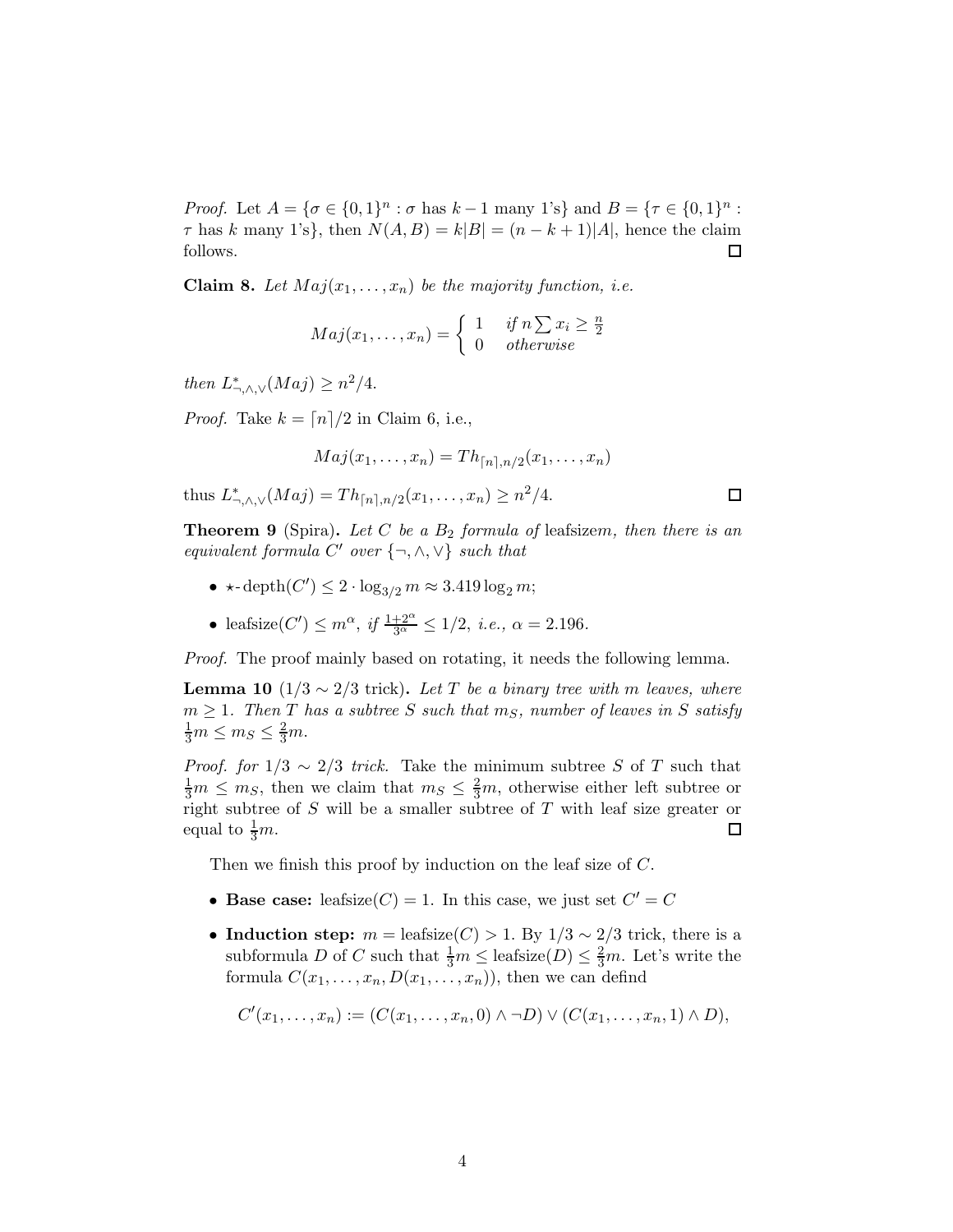*Proof.* Let $A = \{\sigma \in \{0,1\}^n : \sigma \text{ has } k-1 \text{ many 1's}\}$ and $B = \{\tau \in \{0,1\}^n : \tau \text{ has } k \text{ many 1's}\}$, then $N(A,B) = k|B| = (n-k+1)|A|$, hence the claim follows. ☐

**Claim 8.** *Let $Maj(x_1, \ldots, x_n)$ be the majority function, i.e.*

$$Maj(x_1, \ldots, x_n) = \begin{cases} 1 & \text{if } n \sum x_i \geq \frac{n}{2} \\ 0 & \text{otherwise} \end{cases}$$

*then $L^*_{\neg,\wedge,\vee}(Maj) \geq n^2/4$.*

*Proof.* Take $k = \lceil n \rceil / 2$ in Claim 6, i.e.,

$$Maj(x_1, \ldots, x_n) = Th_{\lceil n \rceil, n/2}(x_1, \ldots, x_n)$$

thus $L^*_{\neg,\wedge,\vee}(Maj) = Th_{\lceil n \rceil, n/2}(x_1, \ldots, x_n) \geq n^2/4$. ☐

**Theorem 9** (Spira)**.** *Let $C$ be a $B_2$ formula of* leafsize*$m$, then there is an equivalent formula $C'$ over $\{\neg, \wedge, \vee\}$ such that*

- $\star\text{-}\mathrm{depth}(C') \leq 2 \cdot \log_{3/2} m \approx 3.419 \log_2 m$;
- $\mathrm{leafsize}(C') \leq m^\alpha$, *if $\frac{1+2^\alpha}{3^\alpha} \leq 1/2$, i.e., $\alpha = 2.196$.*

*Proof.* The proof mainly based on rotating, it needs the following lemma.

**Lemma 10** ($1/3 \sim 2/3$ trick)**.** *Let $T$ be a binary tree with $m$ leaves, where $m \geq 1$. Then $T$ has a subtree $S$ such that $m_S$, number of leaves in $S$ satisfy $\frac{1}{3}m \leq m_S \leq \frac{2}{3}m$.*

*Proof. for $1/3 \sim 2/3$ trick.* Take the minimum subtree $S$ of $T$ such that $\frac{1}{3}m \leq m_S$, then we claim that $m_S \leq \frac{2}{3}m$, otherwise either left subtree or right subtree of $S$ will be a smaller subtree of $T$ with leaf size greater or equal to $\frac{1}{3}m$. ☐

Then we finish this proof by induction on the leaf size of $C$.

- **Base case:** $\mathrm{leafsize}(C) = 1$. In this case, we just set $C' = C$
- **Induction step:** $m = \mathrm{leafsize}(C) > 1$. By $1/3 \sim 2/3$ trick, there is a subformula $D$ of $C$ such that $\frac{1}{3}m \leq \mathrm{leafsize}(D) \leq \frac{2}{3}m$. Let's write the formula $C(x_1, \ldots, x_n, D(x_1, \ldots, x_n))$, then we can defind

$$C'(x_1, \ldots, x_n) := (C(x_1, \ldots, x_n, 0) \wedge \neg D) \vee (C(x_1, \ldots, x_n, 1) \wedge D),$$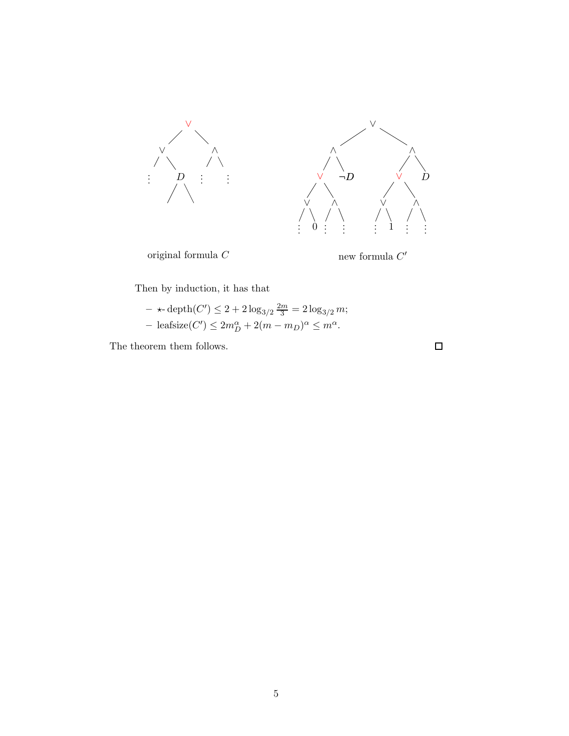original formula $C$

new formula $C'$

Then by induction, it has that

- $\star$- $\mathrm{depth}(C') \leq 2 + 2\log_{3/2}\frac{2m}{3} = 2\log_{3/2} m$;
- $\mathrm{leafsize}(C') \leq 2m_D^\alpha + 2(m - m_D)^\alpha \leq m^\alpha$.

The theorem them follows. □